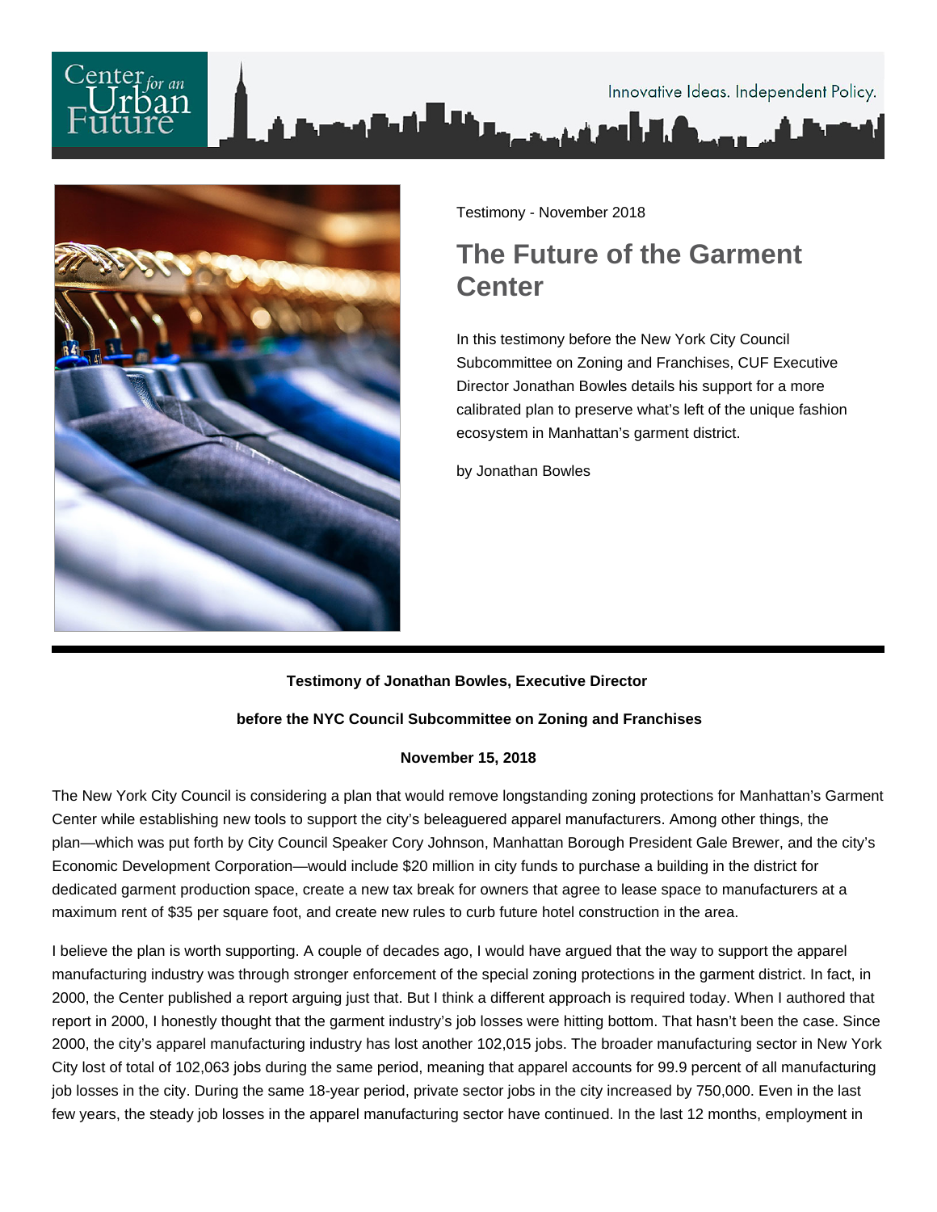Testimony - November 2018

# The Future of the Garment Center

In this testimony before the New York City Council Subcommittee on Zoning and Franchises, CUF Executive Director Jonathan Bowles details his support for a more calibrated plan to preserve what's left of the unique fashion ecosystem in Manhattan's garment district.

by Jonathan Bowles

---

**Testimony of Jonathan Bowles, Executive Director**

**before the NYC Council Subcommittee on Zoning and Franchises**

**November 15, 2018**

The New York City Council is considering a plan that would remove longstanding zoning protections for Manhattan's Garment Center while establishing new tools to support the city's beleaguered apparel manufacturers. Among other things, the plan—which was put forth by City Council Speaker Cory Johnson, Manhattan Borough President Gale Brewer, and the city's Economic Development Corporation—would include $20 million in city funds to purchase a building in the district for dedicated garment production space, create a new tax break for owners that agree to lease space to manufacturers at a maximum rent of $35 per square foot, and create new rules to curb future hotel construction in the area.

I believe the plan is worth supporting. A couple of decades ago, I would have argued that the way to support the apparel manufacturing industry was through stronger enforcement of the special zoning protections in the garment district. In fact, in 2000, the Center published a report arguing just that. But I think a different approach is required today. When I authored that report in 2000, I honestly thought that the garment industry's job losses were hitting bottom. That hasn't been the case. Since 2000, the city's apparel manufacturing industry has lost another 102,015 jobs. The broader manufacturing sector in New York City lost of total of 102,063 jobs during the same period, meaning that apparel accounts for 99.9 percent of all manufacturing job losses in the city. During the same 18-year period, private sector jobs in the city increased by 750,000. Even in the last few years, the steady job losses in the apparel manufacturing sector have continued. In the last 12 months, employment in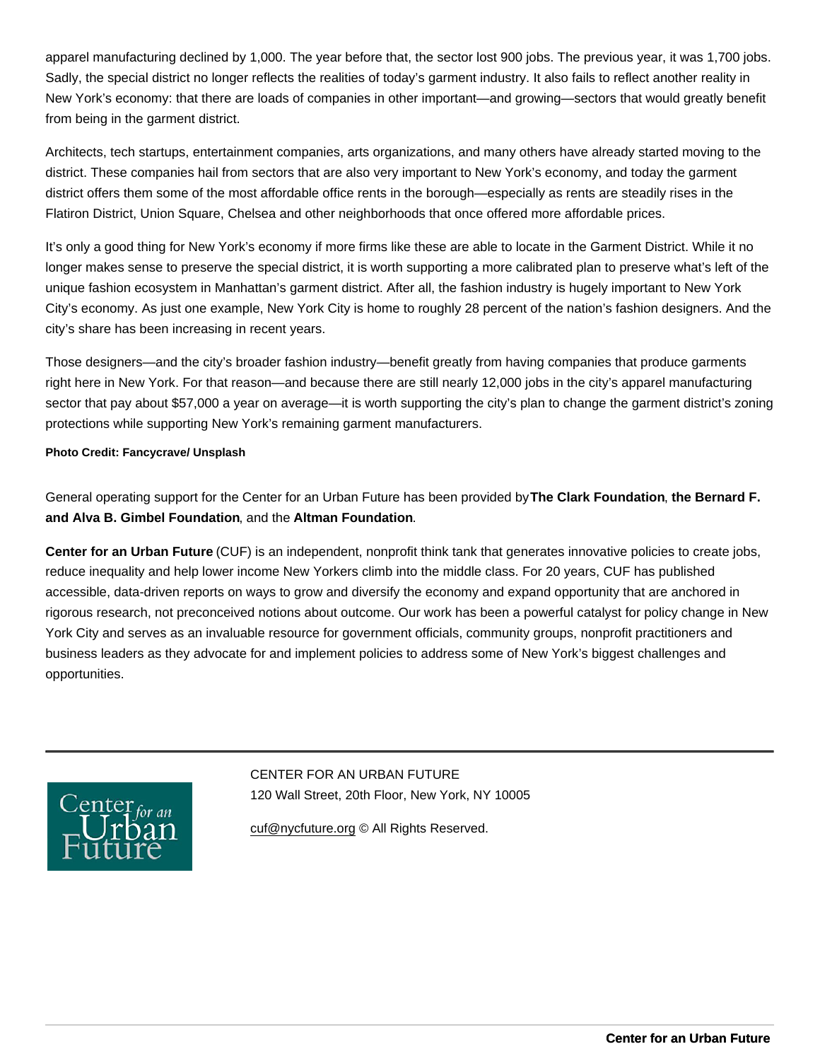apparel manufacturing declined by 1,000. The year before that, the sector lost 900 jobs. The previous year, it was 1,700 jobs. Sadly, the special district no longer reflects the realities of today's garment industry. It also fails to reflect another reality in New York's economy: that there are loads of companies in other important—and growing—sectors that would greatly benefit from being in the garment district.

Architects, tech startups, entertainment companies, arts organizations, and many others have already started moving to the district. These companies hail from sectors that are also very important to New York's economy, and today the garment district offers them some of the most affordable office rents in the borough—especially as rents are steadily rises in the Flatiron District, Union Square, Chelsea and other neighborhoods that once offered more affordable prices.

It's only a good thing for New York's economy if more firms like these are able to locate in the Garment District. While it no longer makes sense to preserve the special district, it is worth supporting a more calibrated plan to preserve what's left of the unique fashion ecosystem in Manhattan's garment district. After all, the fashion industry is hugely important to New York City's economy. As just one example, New York City is home to roughly 28 percent of the nation's fashion designers. And the city's share has been increasing in recent years.

Those designers—and the city's broader fashion industry—benefit greatly from having companies that produce garments right here in New York. For that reason—and because there are still nearly 12,000 jobs in the city's apparel manufacturing sector that pay about $57,000 a year on average—it is worth supporting the city's plan to change the garment district's zoning protections while supporting New York's remaining garment manufacturers.

**Photo Credit: Fancycrave/ Unsplash**

General operating support for the Center for an Urban Future has been provided by **The Clark Foundation**, **the Bernard F. and Alva B. Gimbel Foundation**, and the **Altman Foundation**.

**Center for an Urban Future** (CUF) is an independent, nonprofit think tank that generates innovative policies to create jobs, reduce inequality and help lower income New Yorkers climb into the middle class. For 20 years, CUF has published accessible, data-driven reports on ways to grow and diversify the economy and expand opportunity that are anchored in rigorous research, not preconceived notions about outcome. Our work has been a powerful catalyst for policy change in New York City and serves as an invaluable resource for government officials, community groups, nonprofit practitioners and business leaders as they advocate for and implement policies to address some of New York's biggest challenges and opportunities.

---

Center for an Urban Future

CENTER FOR AN URBAN FUTURE
120 Wall Street, 20th Floor, New York, NY 10005

cuf@nycfuture.org © All Rights Reserved.